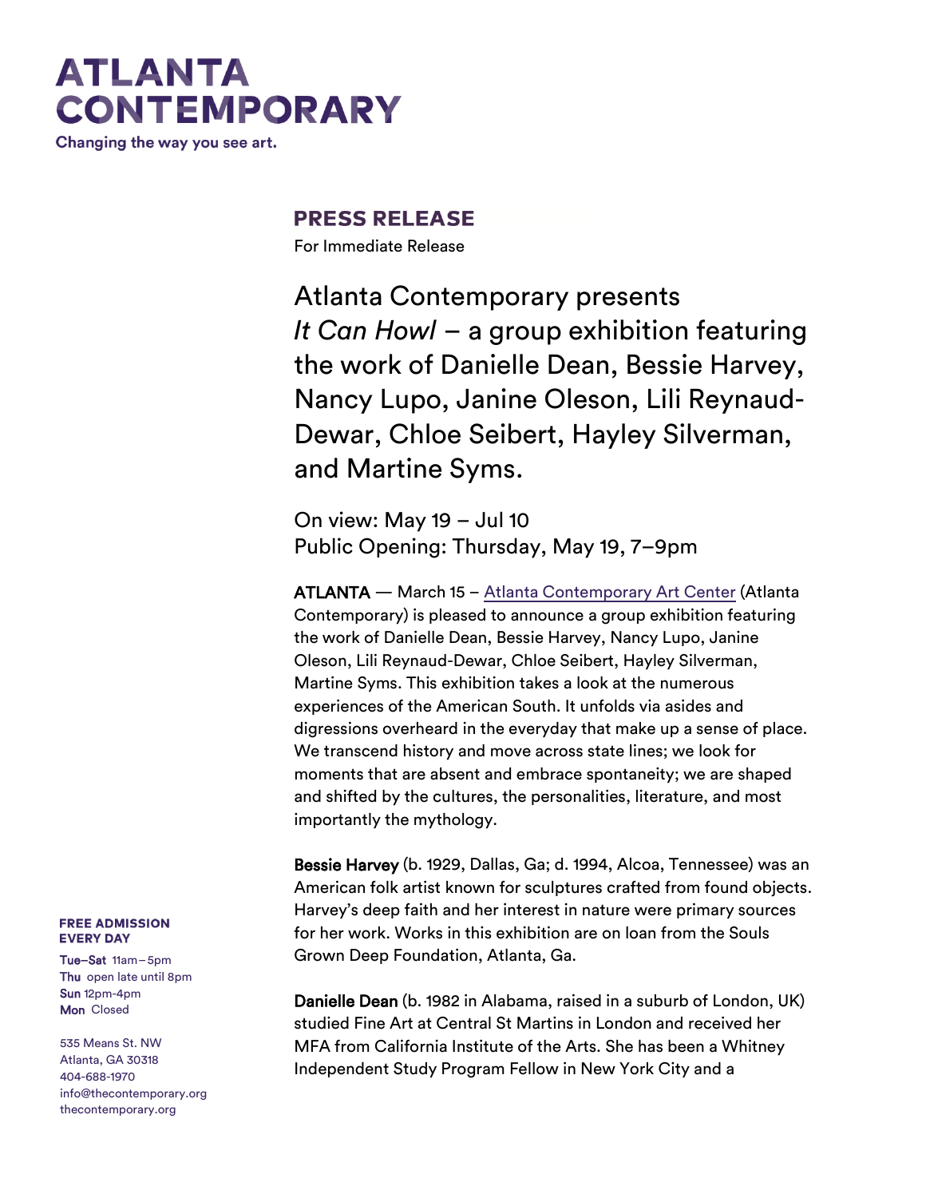# ATLANTA CONTEMPORARY

Changing the way you see art.

## PRESS RELEASE

For Immediate Release

Atlanta Contemporary presents *It Can Howl* – a group exhibition featuring the work of Danielle Dean, Bessie Harvey, Nancy Lupo, Janine Oleson, Lili Reynaud-Dewar, Chloe Seibert, Hayley Silverman, and Martine Syms.

On view: May 19 – Jul 10
Public Opening: Thursday, May 19, 7–9pm

**ATLANTA** — March 15 – [Atlanta Contemporary Art Center] (Atlanta Contemporary) is pleased to announce a group exhibition featuring the work of Danielle Dean, Bessie Harvey, Nancy Lupo, Janine Oleson, Lili Reynaud-Dewar, Chloe Seibert, Hayley Silverman, Martine Syms. This exhibition takes a look at the numerous experiences of the American South. It unfolds via asides and digressions overheard in the everyday that make up a sense of place. We transcend history and move across state lines; we look for moments that are absent and embrace spontaneity; we are shaped and shifted by the cultures, the personalities, literature, and most importantly the mythology.

**Bessie Harvey** (b. 1929, Dallas, Ga; d. 1994, Alcoa, Tennessee) was an American folk artist known for sculptures crafted from found objects. Harvey's deep faith and her interest in nature were primary sources for her work. Works in this exhibition are on loan from the Souls Grown Deep Foundation, Atlanta, Ga.

**Danielle Dean** (b. 1982 in Alabama, raised in a suburb of London, UK) studied Fine Art at Central St Martins in London and received her MFA from California Institute of the Arts. She has been a Whitney Independent Study Program Fellow in New York City and a

**FREE ADMISSION EVERY DAY**

**Tue–Sat** 11am – 5pm
**Thu** open late until 8pm
**Sun** 12pm-4pm
**Mon** Closed

535 Means St. NW
Atlanta, GA 30318
404-688-1970
info@thecontemporary.org
thecontemporary.org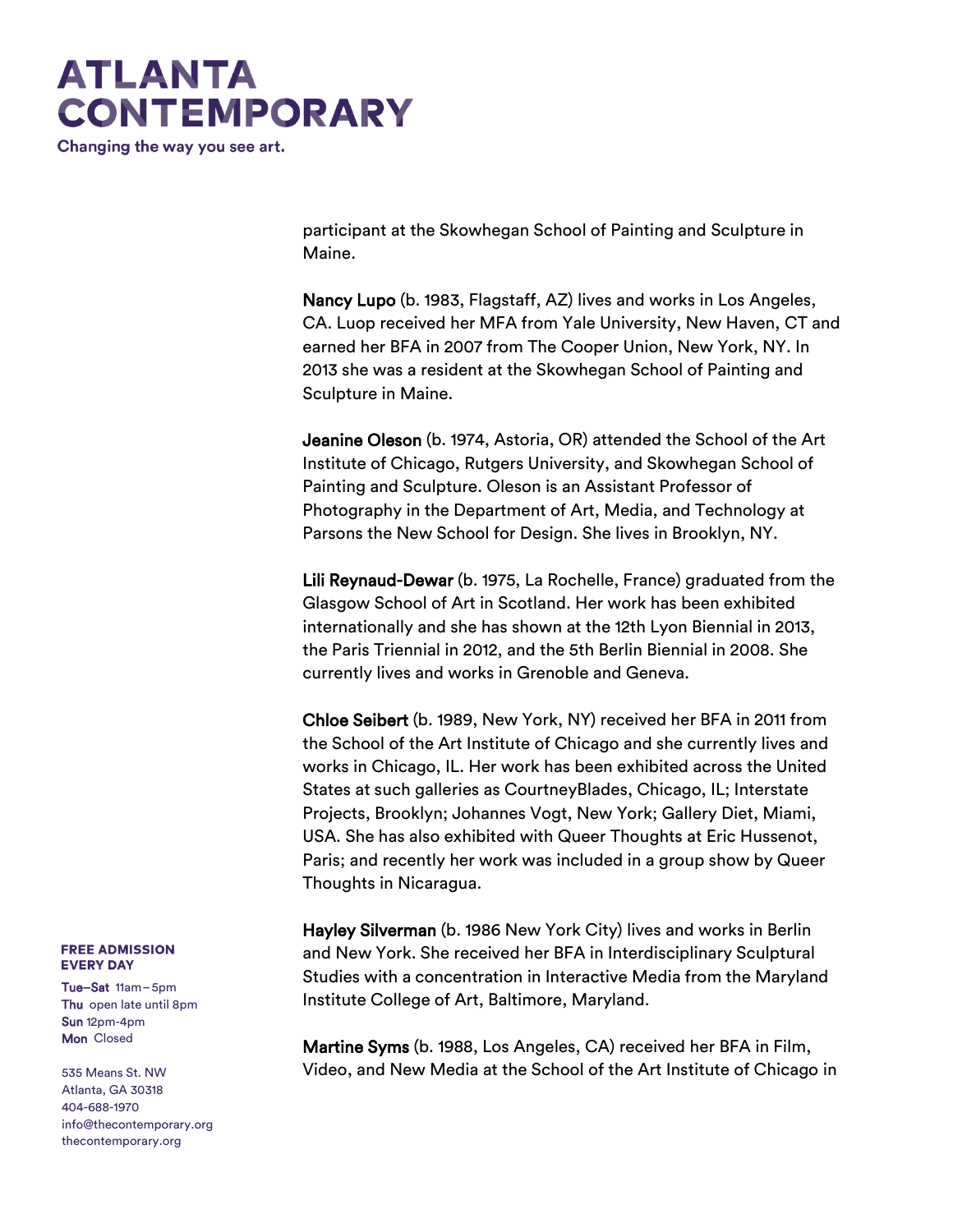participant at the Skowhegan School of Painting and Sculpture in Maine.

**Nancy Lupo** (b. 1983, Flagstaff, AZ) lives and works in Los Angeles, CA. Luop received her MFA from Yale University, New Haven, CT and earned her BFA in 2007 from The Cooper Union, New York, NY. In 2013 she was a resident at the Skowhegan School of Painting and Sculpture in Maine.

**Jeanine Oleson** (b. 1974, Astoria, OR) attended the School of the Art Institute of Chicago, Rutgers University, and Skowhegan School of Painting and Sculpture. Oleson is an Assistant Professor of Photography in the Department of Art, Media, and Technology at Parsons the New School for Design. She lives in Brooklyn, NY.

**Lili Reynaud-Dewar** (b. 1975, La Rochelle, France) graduated from the Glasgow School of Art in Scotland. Her work has been exhibited internationally and she has shown at the 12th Lyon Biennial in 2013, the Paris Triennial in 2012, and the 5th Berlin Biennial in 2008. She currently lives and works in Grenoble and Geneva.

**Chloe Seibert** (b. 1989, New York, NY) received her BFA in 2011 from the School of the Art Institute of Chicago and she currently lives and works in Chicago, IL. Her work has been exhibited across the United States at such galleries as CourtneyBlades, Chicago, IL; Interstate Projects, Brooklyn; Johannes Vogt, New York; Gallery Diet, Miami, USA. She has also exhibited with Queer Thoughts at Eric Hussenot, Paris; and recently her work was included in a group show by Queer Thoughts in Nicaragua.

**Hayley Silverman** (b. 1986 New York City) lives and works in Berlin and New York. She received her BFA in Interdisciplinary Sculptural Studies with a concentration in Interactive Media from the Maryland Institute College of Art, Baltimore, Maryland.

**Martine Syms** (b. 1988, Los Angeles, CA) received her BFA in Film, Video, and New Media at the School of the Art Institute of Chicago in

**FREE ADMISSION EVERY DAY**

**Tue–Sat** 11am–5pm
**Thu** open late until 8pm
**Sun** 12pm-4pm
**Mon** Closed

535 Means St. NW
Atlanta, GA 30318
404-688-1970
info@thecontemporary.org
thecontemporary.org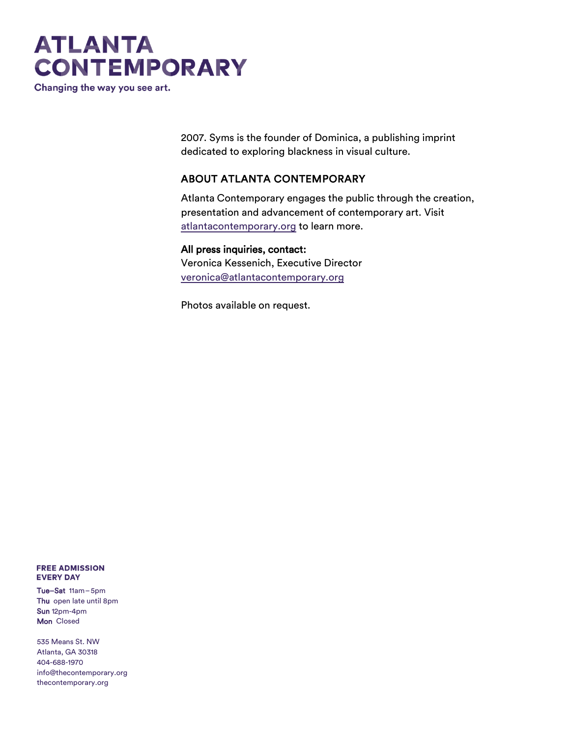2007. Syms is the founder of Dominica, a publishing imprint dedicated to exploring blackness in visual culture.

## ABOUT ATLANTA CONTEMPORARY

Atlanta Contemporary engages the public through the creation, presentation and advancement of contemporary art. Visit atlantacontemporary.org to learn more.

**All press inquiries, contact:**
Veronica Kessenich, Executive Director
veronica@atlantacontemporary.org

Photos available on request.

**FREE ADMISSION EVERY DAY**

**Tue–Sat** 11am – 5pm
**Thu** open late until 8pm
**Sun** 12pm-4pm
**Mon** Closed

535 Means St. NW
Atlanta, GA 30318
404-688-1970
info@thecontemporary.org
thecontemporary.org